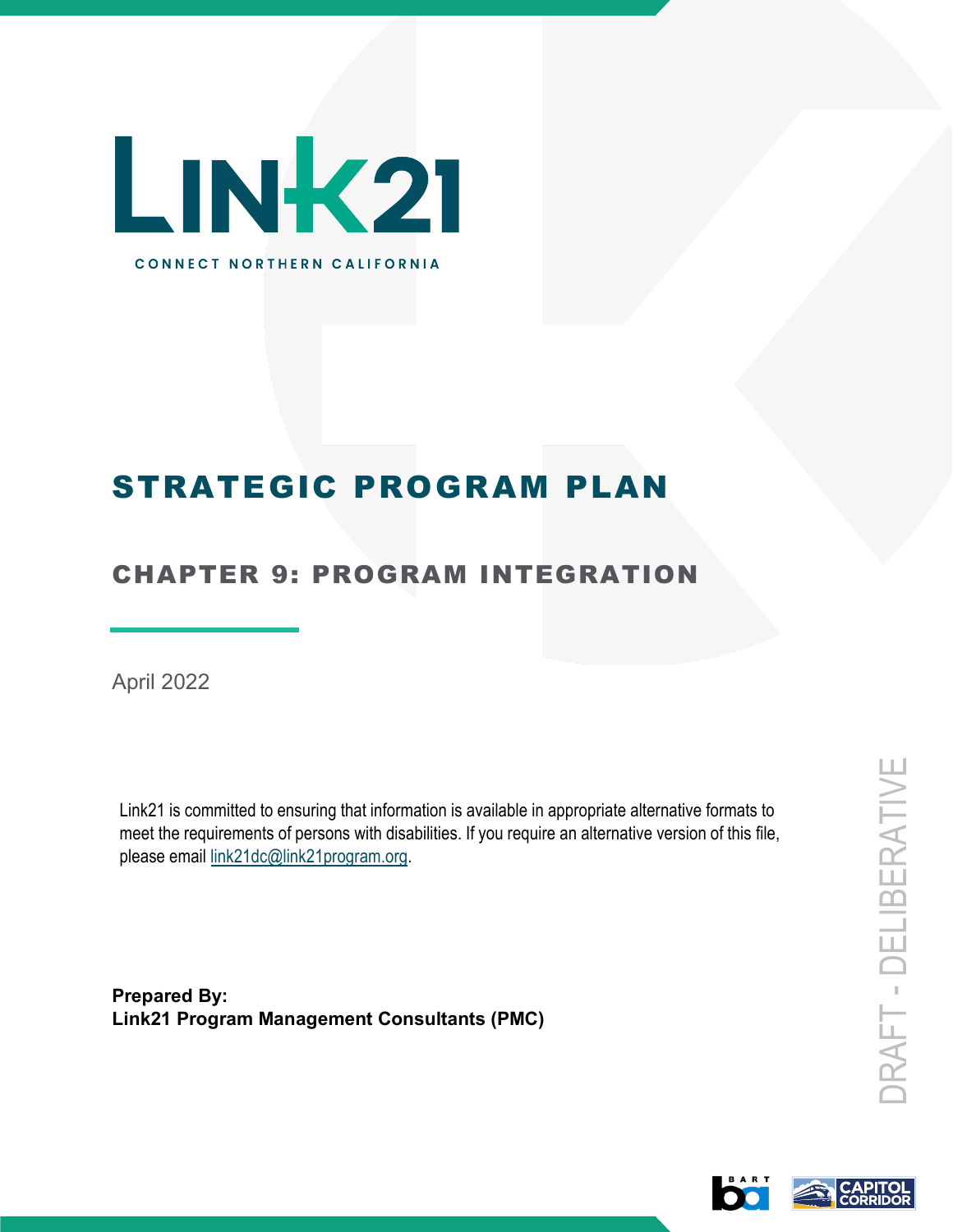# LINK21

CONNECT NORTHERN CALIFORNIA

# STRATEGIC PROGRAM PLAN

## CHAPTER 9: PROGRAM INTEGRATION

April 2022

Link21 is committed to ensuring that information is available in appropriate alternative formats to meet the requirements of persons with disabilities. If you require an alternative version of this file, please email link21dc@link21program.org.

**Prepared By:**
**Link21 Program Management Consultants (PMC)**

DRAFT - DELIBERATIVE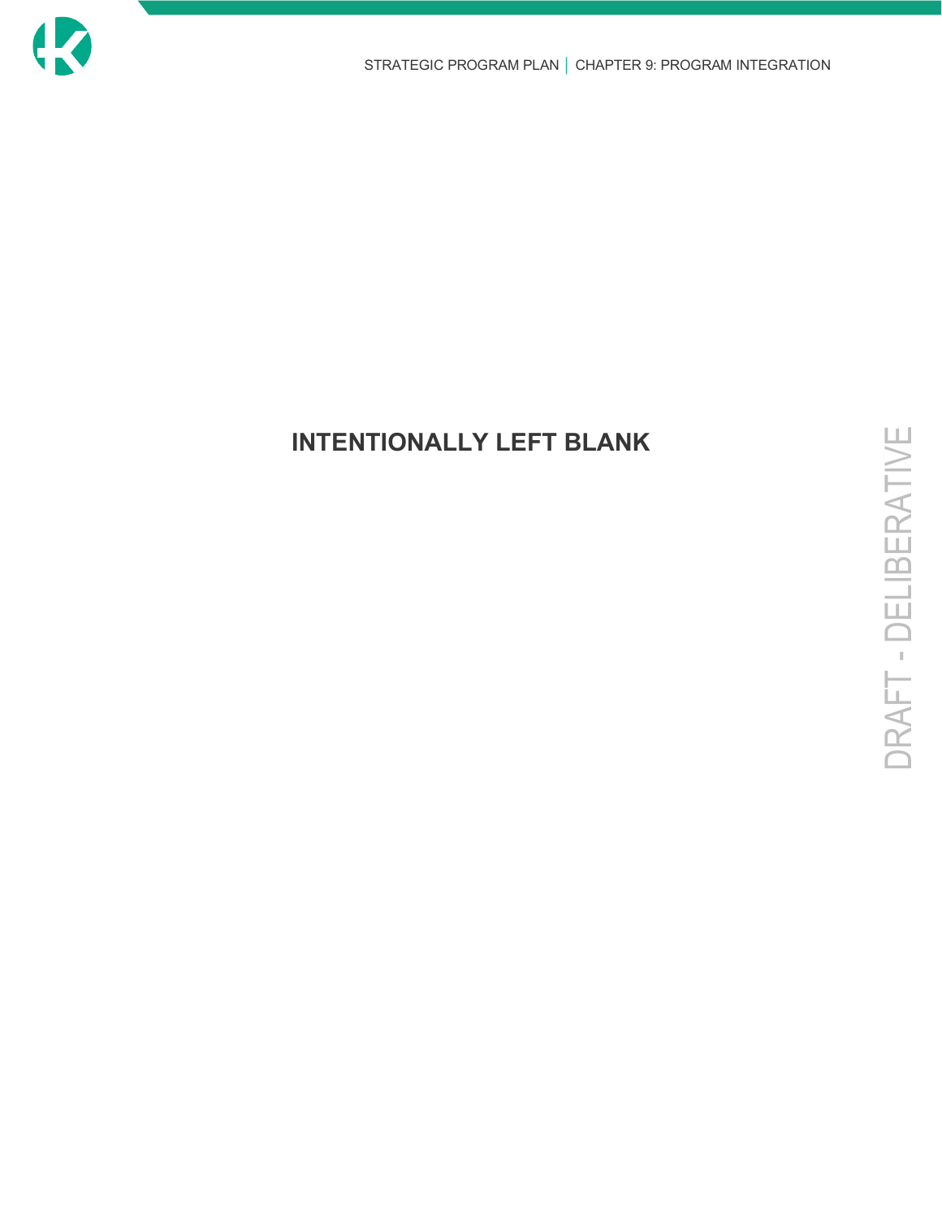**INTENTIONALLY LEFT BLANK**

DRAFT - DELIBERATIVE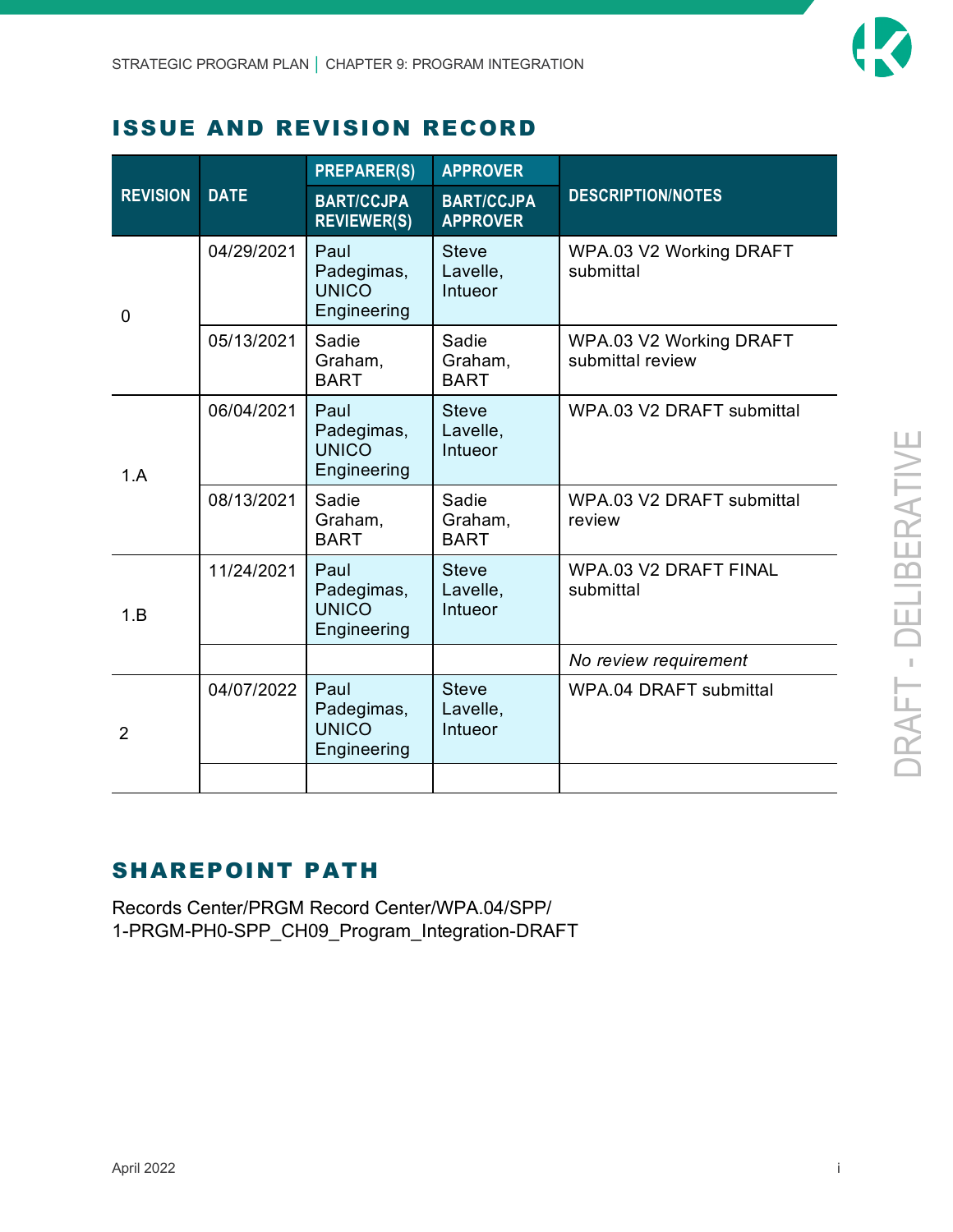## ISSUE AND REVISION RECORD

| REVISION | DATE | PREPARER(S) / BART/CCJPA REVIEWER(S) | APPROVER / BART/CCJPA APPROVER | DESCRIPTION/NOTES |
|---|---|---|---|---|
| 0 | 04/29/2021 | Paul Padegimas, UNICO Engineering | Steve Lavelle, Intueor | WPA.03 V2 Working DRAFT submittal |
| | 05/13/2021 | Sadie Graham, BART | Sadie Graham, BART | WPA.03 V2 Working DRAFT submittal review |
| 1.A | 06/04/2021 | Paul Padegimas, UNICO Engineering | Steve Lavelle, Intueor | WPA.03 V2 DRAFT submittal |
| | 08/13/2021 | Sadie Graham, BART | Sadie Graham, BART | WPA.03 V2 DRAFT submittal review |
| 1.B | 11/24/2021 | Paul Padegimas, UNICO Engineering | Steve Lavelle, Intueor | WPA.03 V2 DRAFT FINAL submittal |
| | | | | *No review requirement* |
| 2 | 04/07/2022 | Paul Padegimas, UNICO Engineering | Steve Lavelle, Intueor | WPA.04 DRAFT submittal |
| | | | | |

## SHAREPOINT PATH

Records Center/PRGM Record Center/WPA.04/SPP/
1-PRGM-PH0-SPP_CH09_Program_Integration-DRAFT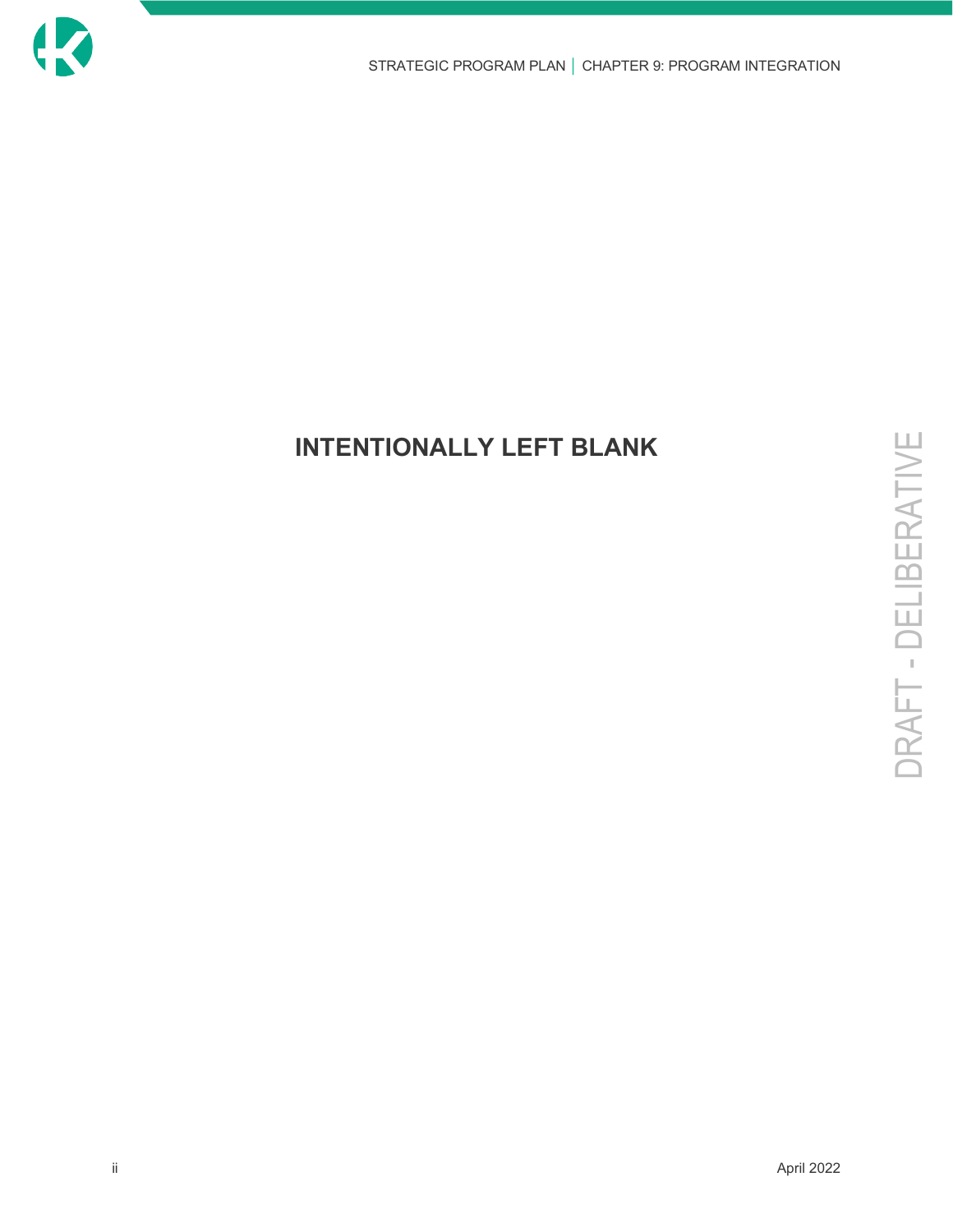**INTENTIONALLY LEFT BLANK**

DRAFT - DELIBERATIVE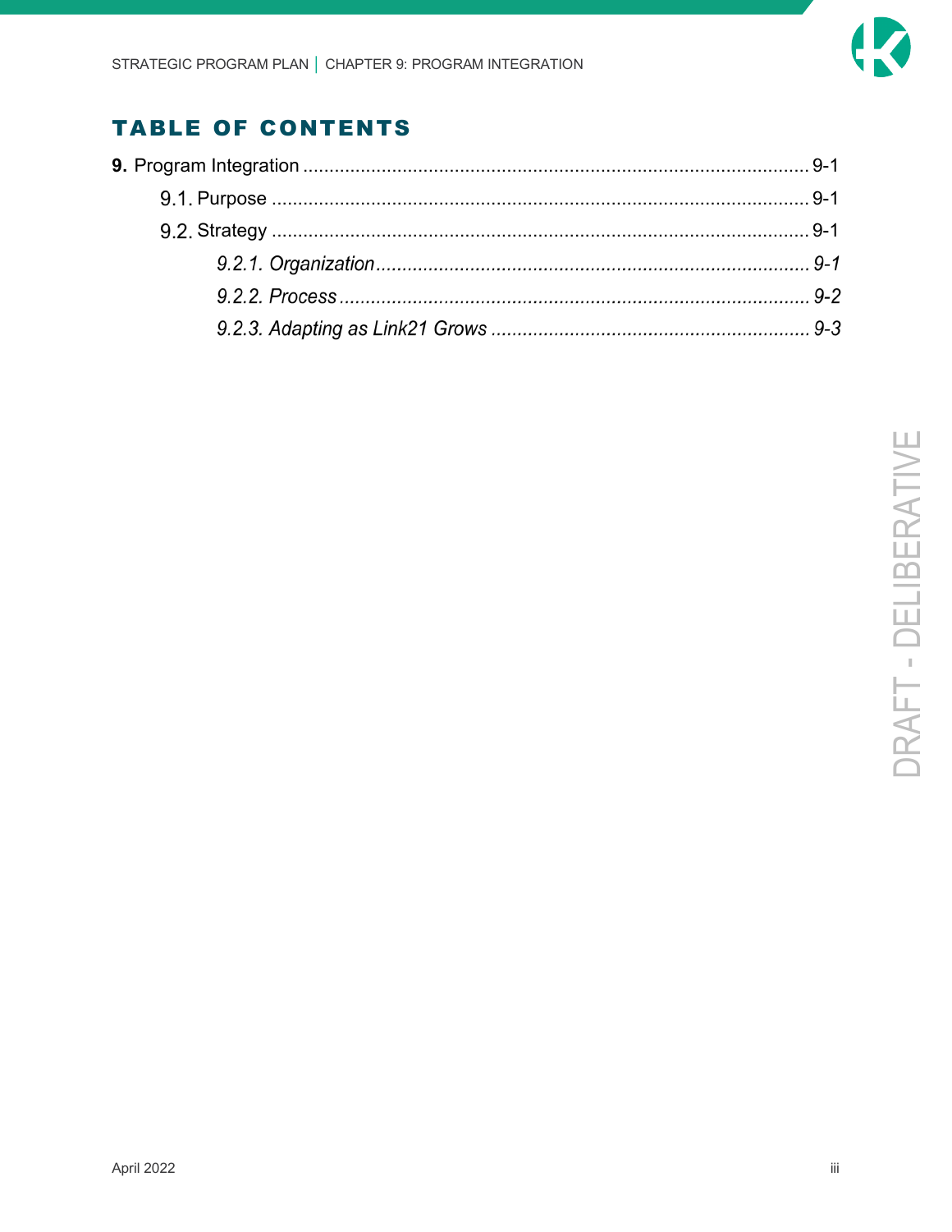## TABLE OF CONTENTS

**9.** Program Integration ........................................................................................ 9-1

9.1. Purpose ........................................................................................ 9-1

9.2. Strategy ........................................................................................ 9-1

*9.2.1. Organization........................................................................................ 9-1*

*9.2.2. Process........................................................................................ 9-2*

*9.2.3. Adapting as Link21 Grows ........................................................................ 9-3*

DRAFT - DELIBERATIVE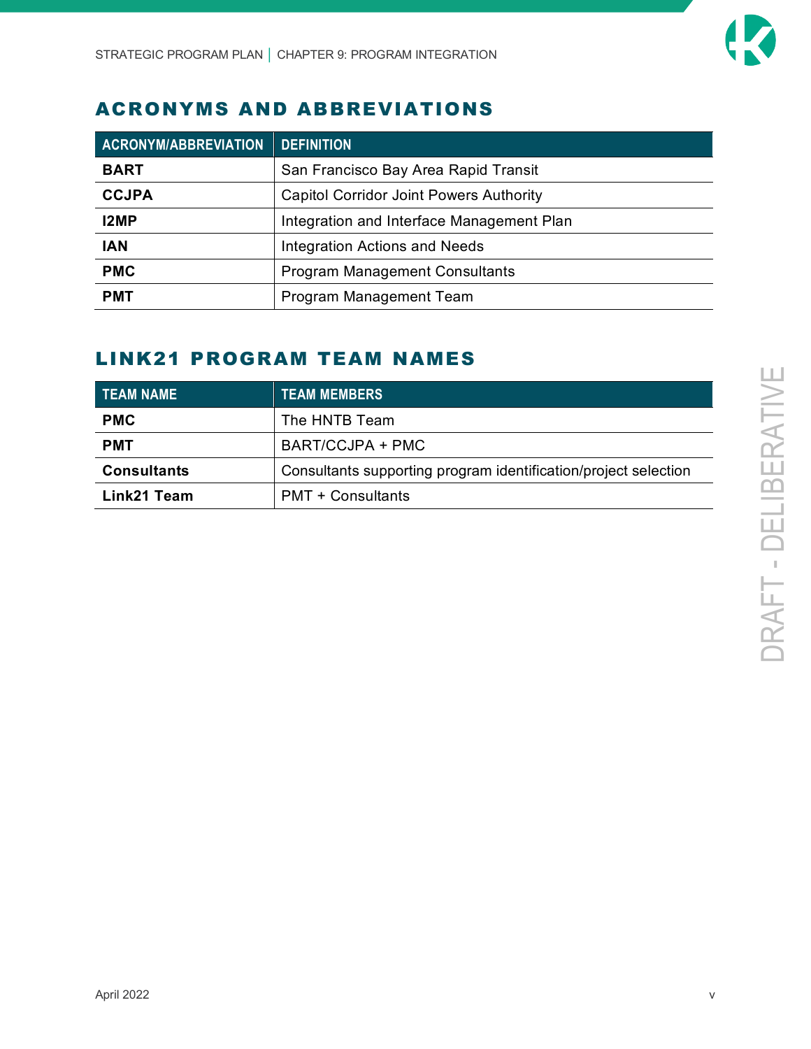## ACRONYMS AND ABBREVIATIONS

| ACRONYM/ABBREVIATION | DEFINITION |
|---|---|
| **BART** | San Francisco Bay Area Rapid Transit |
| **CCJPA** | Capitol Corridor Joint Powers Authority |
| **I2MP** | Integration and Interface Management Plan |
| **IAN** | Integration Actions and Needs |
| **PMC** | Program Management Consultants |
| **PMT** | Program Management Team |

## LINK21 PROGRAM TEAM NAMES

| TEAM NAME | TEAM MEMBERS |
|---|---|
| **PMC** | The HNTB Team |
| **PMT** | BART/CCJPA + PMC |
| **Consultants** | Consultants supporting program identification/project selection |
| **Link21 Team** | PMT + Consultants |

DRAFT - DELIBERATIVE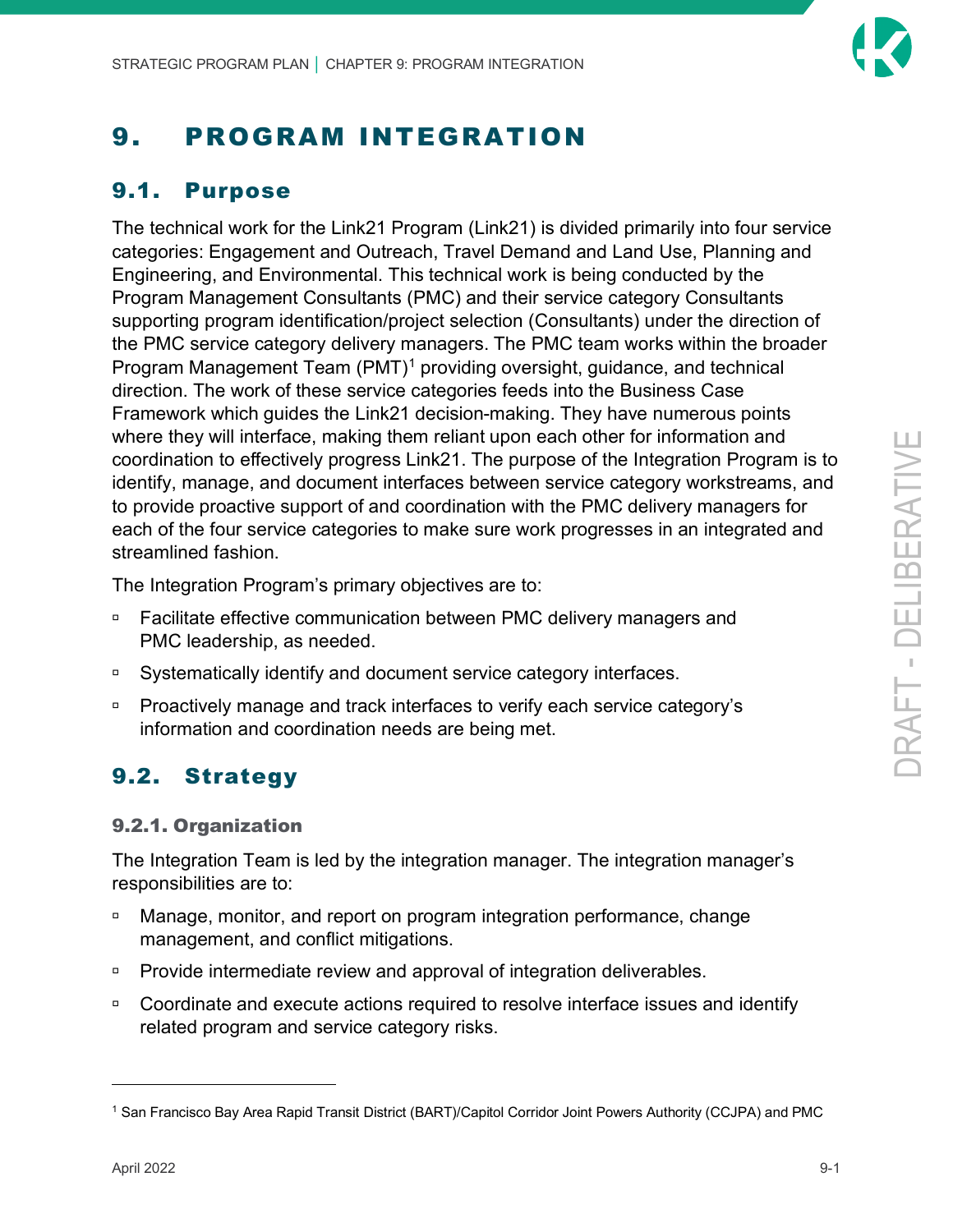# 9. PROGRAM INTEGRATION

## 9.1. Purpose

The technical work for the Link21 Program (Link21) is divided primarily into four service categories: Engagement and Outreach, Travel Demand and Land Use, Planning and Engineering, and Environmental. This technical work is being conducted by the Program Management Consultants (PMC) and their service category Consultants supporting program identification/project selection (Consultants) under the direction of the PMC service category delivery managers. The PMC team works within the broader Program Management Team (PMT)[1] providing oversight, guidance, and technical direction. The work of these service categories feeds into the Business Case Framework which guides the Link21 decision-making. They have numerous points where they will interface, making them reliant upon each other for information and coordination to effectively progress Link21. The purpose of the Integration Program is to identify, manage, and document interfaces between service category workstreams, and to provide proactive support of and coordination with the PMC delivery managers for each of the four service categories to make sure work progresses in an integrated and streamlined fashion.

The Integration Program's primary objectives are to:

- Facilitate effective communication between PMC delivery managers and PMC leadership, as needed.
- Systematically identify and document service category interfaces.
- Proactively manage and track interfaces to verify each service category's information and coordination needs are being met.

## 9.2. Strategy

### 9.2.1. Organization

The Integration Team is led by the integration manager. The integration manager's responsibilities are to:

- Manage, monitor, and report on program integration performance, change management, and conflict mitigations.
- Provide intermediate review and approval of integration deliverables.
- Coordinate and execute actions required to resolve interface issues and identify related program and service category risks.

---

[1] San Francisco Bay Area Rapid Transit District (BART)/Capitol Corridor Joint Powers Authority (CCJPA) and PMC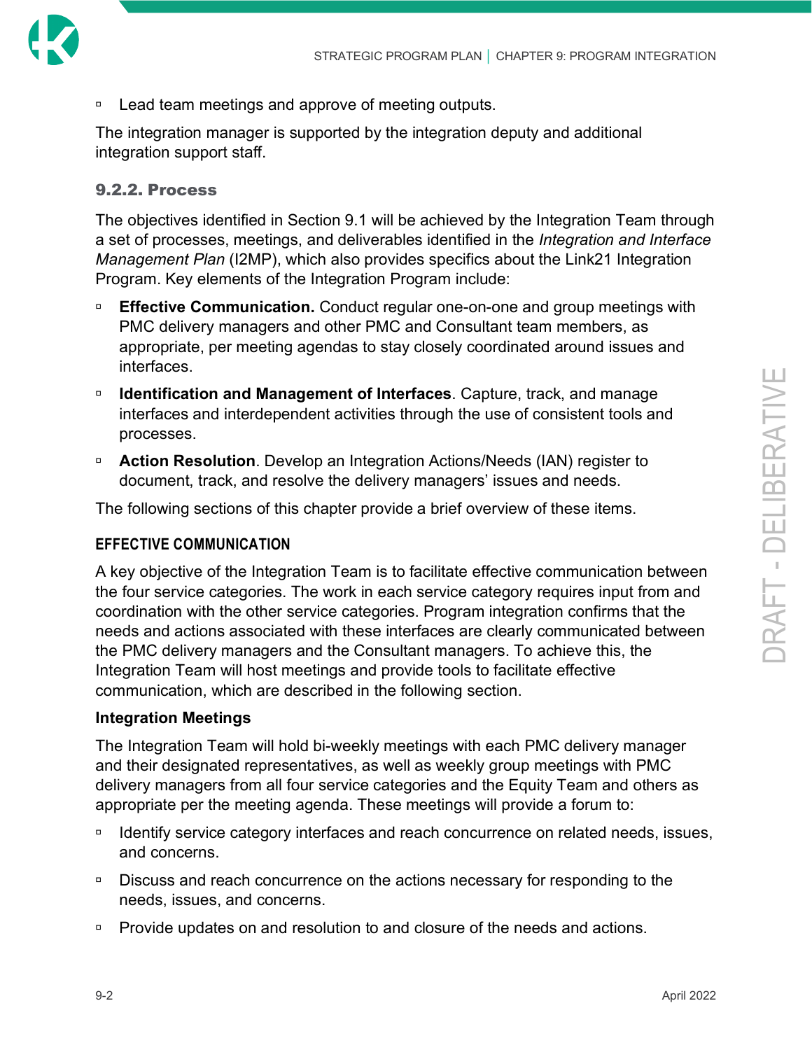- Lead team meetings and approve of meeting outputs.

The integration manager is supported by the integration deputy and additional integration support staff.

### 9.2.2. Process

The objectives identified in Section 9.1 will be achieved by the Integration Team through a set of processes, meetings, and deliverables identified in the *Integration and Interface Management Plan* (I2MP), which also provides specifics about the Link21 Integration Program. Key elements of the Integration Program include:

- **Effective Communication.** Conduct regular one-on-one and group meetings with PMC delivery managers and other PMC and Consultant team members, as appropriate, per meeting agendas to stay closely coordinated around issues and interfaces.
- **Identification and Management of Interfaces**. Capture, track, and manage interfaces and interdependent activities through the use of consistent tools and processes.
- **Action Resolution**. Develop an Integration Actions/Needs (IAN) register to document, track, and resolve the delivery managers' issues and needs.

The following sections of this chapter provide a brief overview of these items.

#### EFFECTIVE COMMUNICATION

A key objective of the Integration Team is to facilitate effective communication between the four service categories. The work in each service category requires input from and coordination with the other service categories. Program integration confirms that the needs and actions associated with these interfaces are clearly communicated between the PMC delivery managers and the Consultant managers. To achieve this, the Integration Team will host meetings and provide tools to facilitate effective communication, which are described in the following section.

**Integration Meetings**

The Integration Team will hold bi-weekly meetings with each PMC delivery manager and their designated representatives, as well as weekly group meetings with PMC delivery managers from all four service categories and the Equity Team and others as appropriate per the meeting agenda. These meetings will provide a forum to:

- Identify service category interfaces and reach concurrence on related needs, issues, and concerns.
- Discuss and reach concurrence on the actions necessary for responding to the needs, issues, and concerns.
- Provide updates on and resolution to and closure of the needs and actions.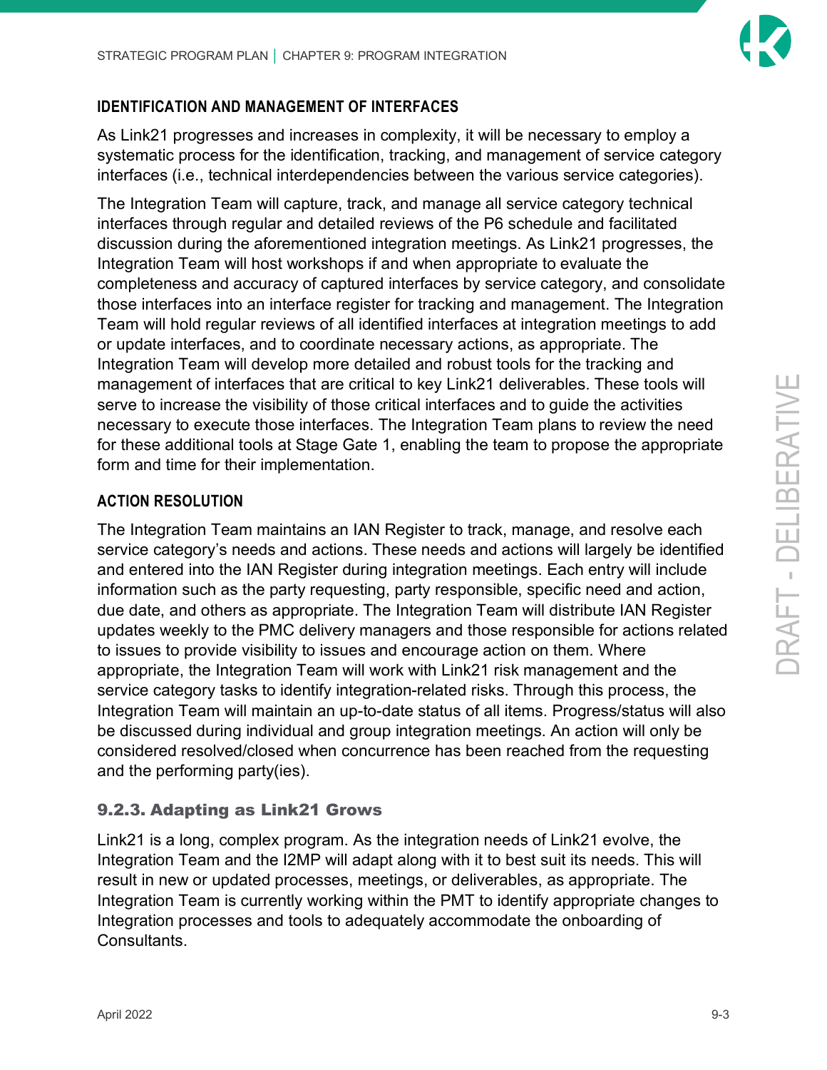#### IDENTIFICATION AND MANAGEMENT OF INTERFACES

As Link21 progresses and increases in complexity, it will be necessary to employ a systematic process for the identification, tracking, and management of service category interfaces (i.e., technical interdependencies between the various service categories).

The Integration Team will capture, track, and manage all service category technical interfaces through regular and detailed reviews of the P6 schedule and facilitated discussion during the aforementioned integration meetings. As Link21 progresses, the Integration Team will host workshops if and when appropriate to evaluate the completeness and accuracy of captured interfaces by service category, and consolidate those interfaces into an interface register for tracking and management. The Integration Team will hold regular reviews of all identified interfaces at integration meetings to add or update interfaces, and to coordinate necessary actions, as appropriate. The Integration Team will develop more detailed and robust tools for the tracking and management of interfaces that are critical to key Link21 deliverables. These tools will serve to increase the visibility of those critical interfaces and to guide the activities necessary to execute those interfaces. The Integration Team plans to review the need for these additional tools at Stage Gate 1, enabling the team to propose the appropriate form and time for their implementation.

#### ACTION RESOLUTION

The Integration Team maintains an IAN Register to track, manage, and resolve each service category's needs and actions. These needs and actions will largely be identified and entered into the IAN Register during integration meetings. Each entry will include information such as the party requesting, party responsible, specific need and action, due date, and others as appropriate. The Integration Team will distribute IAN Register updates weekly to the PMC delivery managers and those responsible for actions related to issues to provide visibility to issues and encourage action on them. Where appropriate, the Integration Team will work with Link21 risk management and the service category tasks to identify integration-related risks. Through this process, the Integration Team will maintain an up-to-date status of all items. Progress/status will also be discussed during individual and group integration meetings. An action will only be considered resolved/closed when concurrence has been reached from the requesting and the performing party(ies).

### 9.2.3. Adapting as Link21 Grows

Link21 is a long, complex program. As the integration needs of Link21 evolve, the Integration Team and the I2MP will adapt along with it to best suit its needs. This will result in new or updated processes, meetings, or deliverables, as appropriate. The Integration Team is currently working within the PMT to identify appropriate changes to Integration processes and tools to adequately accommodate the onboarding of Consultants.